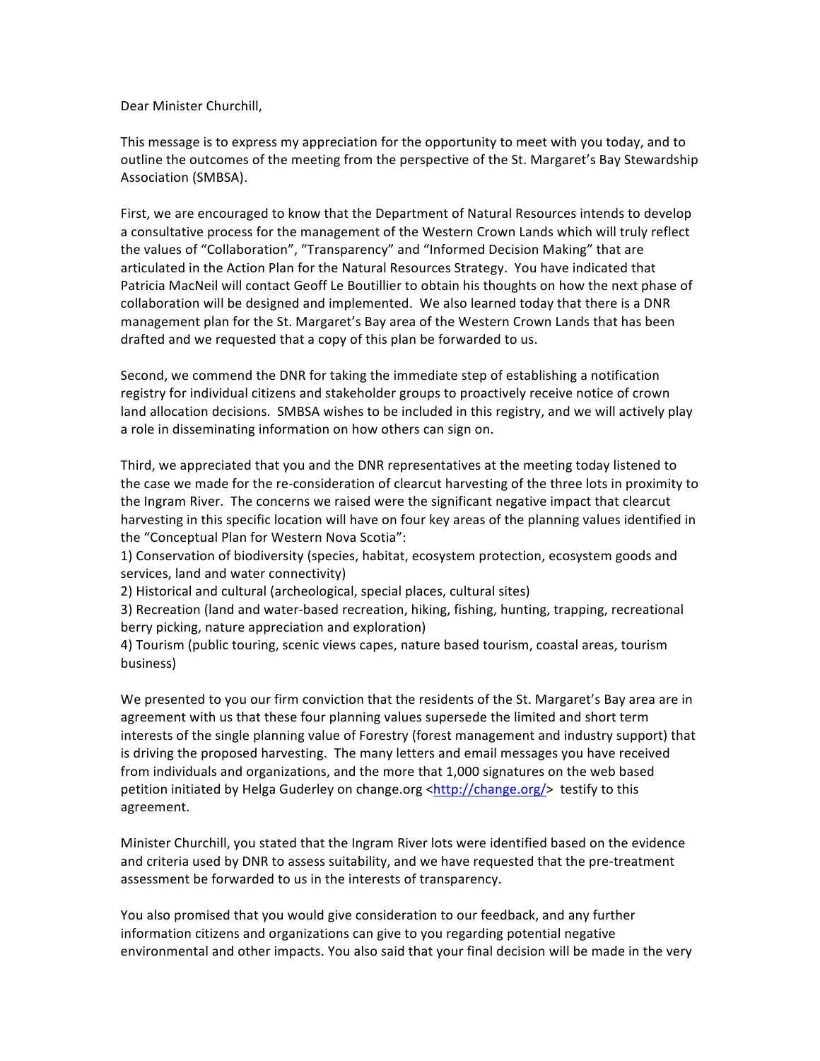Dear Minister Churchill,

This message is to express my appreciation for the opportunity to meet with you today, and to outline the outcomes of the meeting from the perspective of the St. Margaret's Bay Stewardship Association (SMBSA).

First, we are encouraged to know that the Department of Natural Resources intends to develop a consultative process for the management of the Western Crown Lands which will truly reflect the values of "Collaboration", "Transparency" and "Informed Decision Making" that are articulated in the Action Plan for the Natural Resources Strategy. You have indicated that Patricia MacNeil will contact Geoff Le Boutillier to obtain his thoughts on how the next phase of collaboration will be designed and implemented. We also learned today that there is a DNR management plan for the St. Margaret's Bay area of the Western Crown Lands that has been drafted and we requested that a copy of this plan be forwarded to us.

Second, we commend the DNR for taking the immediate step of establishing a notification registry for individual citizens and stakeholder groups to proactively receive notice of crown land allocation decisions. SMBSA wishes to be included in this registry, and we will actively play a role in disseminating information on how others can sign on.

Third, we appreciated that you and the DNR representatives at the meeting today listened to the case we made for the re-consideration of clearcut harvesting of the three lots in proximity to the Ingram River. The concerns we raised were the significant negative impact that clearcut harvesting in this specific location will have on four key areas of the planning values identified in the "Conceptual Plan for Western Nova Scotia":

1) Conservation of biodiversity (species, habitat, ecosystem protection, ecosystem goods and services, land and water connectivity)
2) Historical and cultural (archeological, special places, cultural sites)
3) Recreation (land and water-based recreation, hiking, fishing, hunting, trapping, recreational berry picking, nature appreciation and exploration)
4) Tourism (public touring, scenic views capes, nature based tourism, coastal areas, tourism business)

We presented to you our firm conviction that the residents of the St. Margaret's Bay area are in agreement with us that these four planning values supersede the limited and short term interests of the single planning value of Forestry (forest management and industry support) that is driving the proposed harvesting. The many letters and email messages you have received from individuals and organizations, and the more that 1,000 signatures on the web based petition initiated by Helga Guderley on change.org <http://change.org/> testify to this agreement.

Minister Churchill, you stated that the Ingram River lots were identified based on the evidence and criteria used by DNR to assess suitability, and we have requested that the pre-treatment assessment be forwarded to us in the interests of transparency.

You also promised that you would give consideration to our feedback, and any further information citizens and organizations can give to you regarding potential negative environmental and other impacts. You also said that your final decision will be made in the very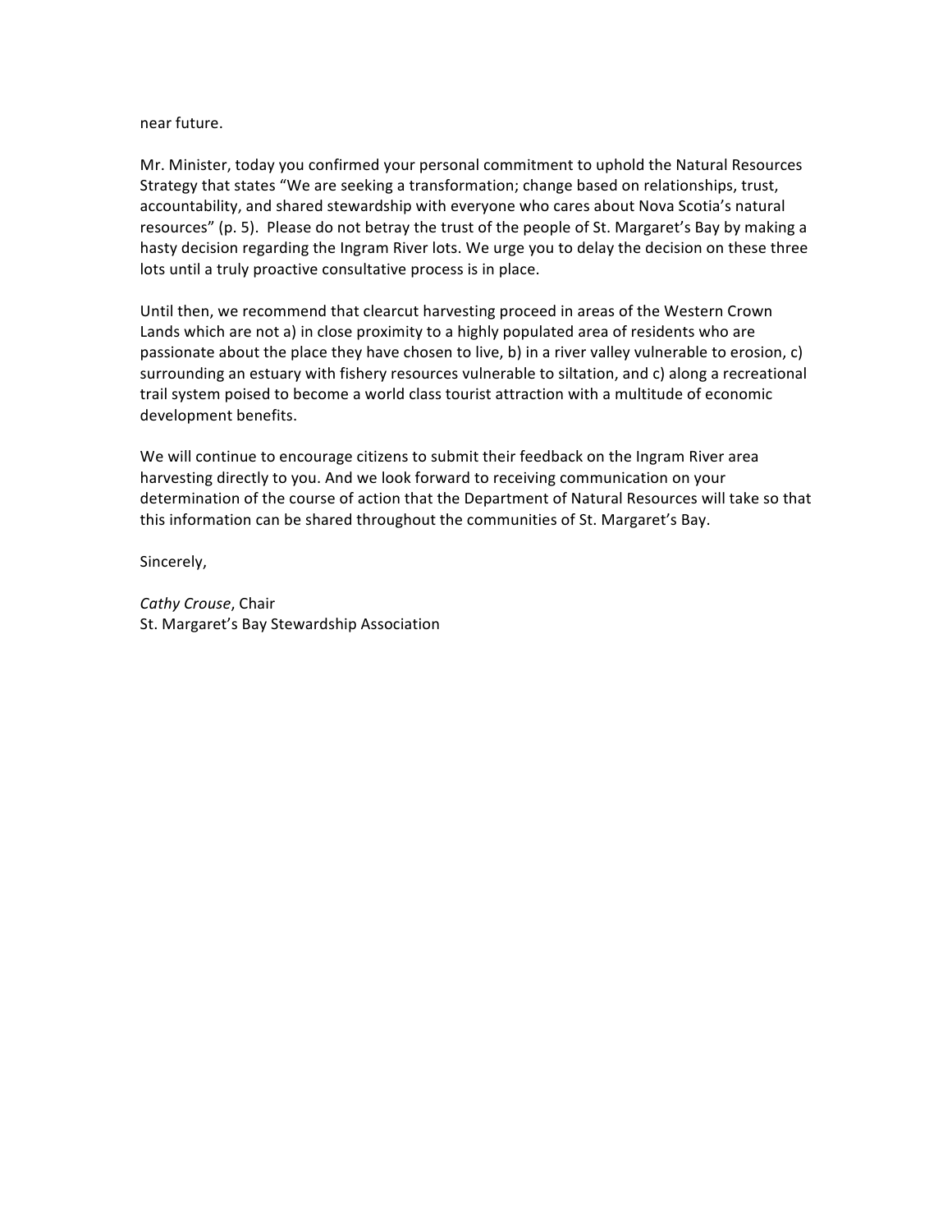near future.

Mr. Minister, today you confirmed your personal commitment to uphold the Natural Resources Strategy that states "We are seeking a transformation; change based on relationships, trust, accountability, and shared stewardship with everyone who cares about Nova Scotia's natural resources" (p. 5). Please do not betray the trust of the people of St. Margaret's Bay by making a hasty decision regarding the Ingram River lots. We urge you to delay the decision on these three lots until a truly proactive consultative process is in place.

Until then, we recommend that clearcut harvesting proceed in areas of the Western Crown Lands which are not a) in close proximity to a highly populated area of residents who are passionate about the place they have chosen to live, b) in a river valley vulnerable to erosion, c) surrounding an estuary with fishery resources vulnerable to siltation, and c) along a recreational trail system poised to become a world class tourist attraction with a multitude of economic development benefits.

We will continue to encourage citizens to submit their feedback on the Ingram River area harvesting directly to you. And we look forward to receiving communication on your determination of the course of action that the Department of Natural Resources will take so that this information can be shared throughout the communities of St. Margaret's Bay.

Sincerely,

*Cathy Crouse*, Chair
St. Margaret's Bay Stewardship Association